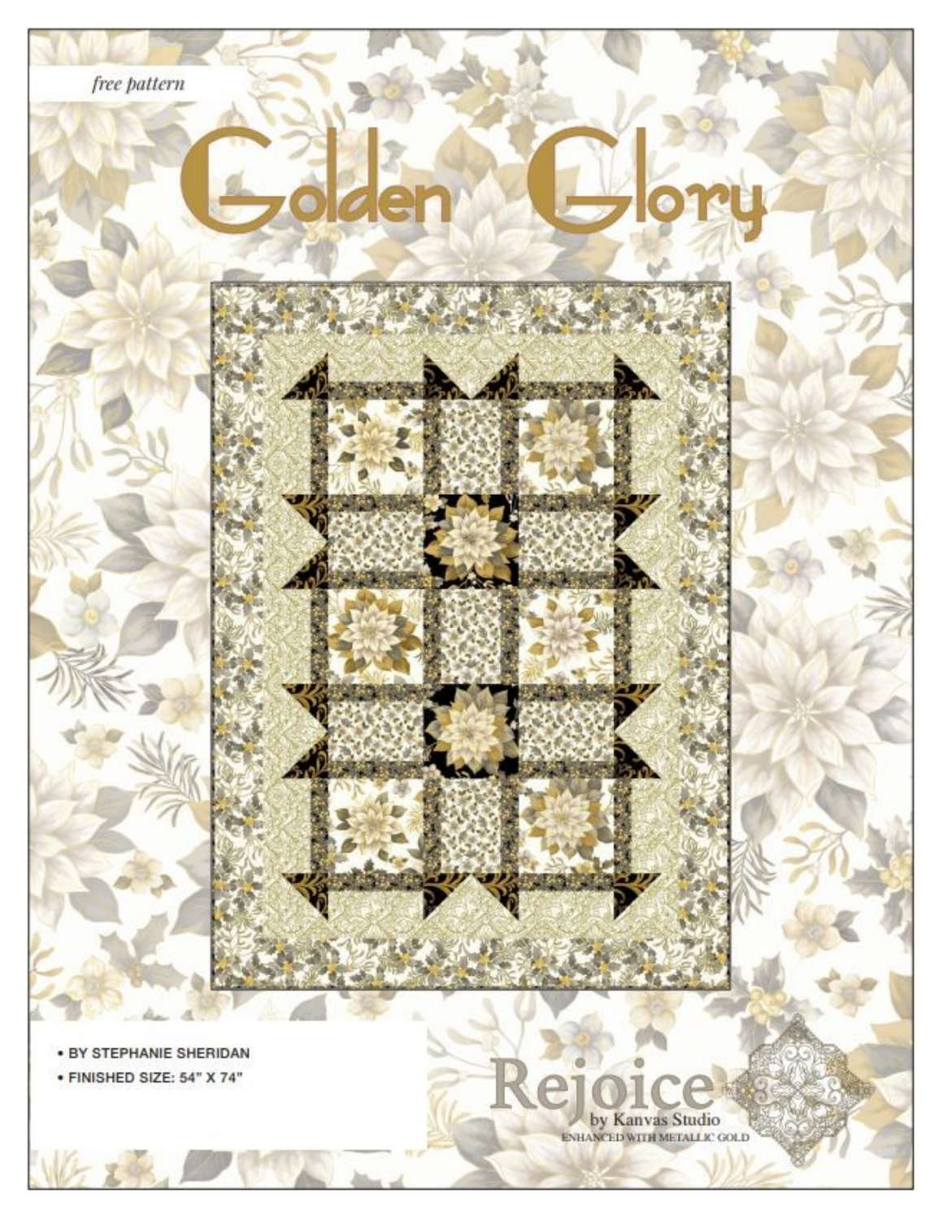*free pattern*

# Golden Glory

- BY STEPHANIE SHERIDAN
- FINISHED SIZE: 54" X 74"

Rejoice
by Kanvas Studio
ENHANCED WITH METALLIC GOLD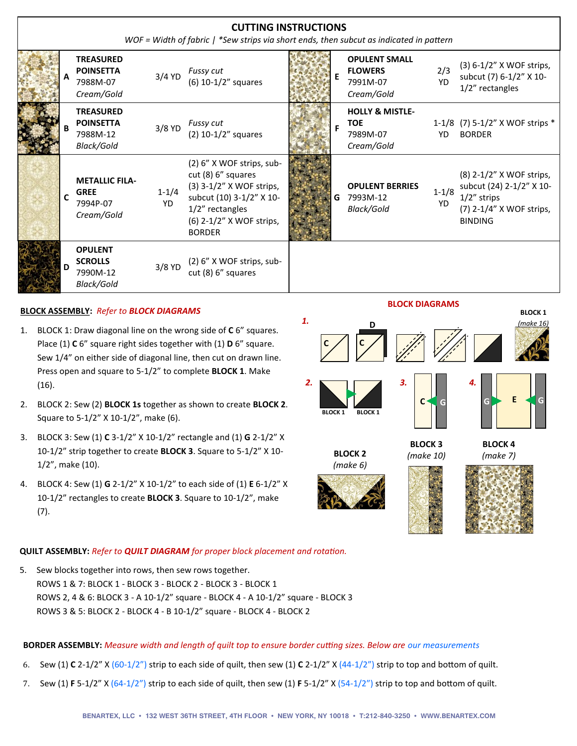## CUTTING INSTRUCTIONS

*WOF = Width of fabric | *Sew strips via short ends, then subcut as indicated in pattern*

| | Fabric | Yardage | Cutting | | Fabric | Yardage | Cutting |
|---|---|---|---|---|---|---|---|
| A | **TREASURED POINSETTA** 7988M-07 *Cream/Gold* | 3/4 YD | *Fussy cut* (6) 10-1/2" squares | E | **OPULENT SMALL FLOWERS** 7991M-07 *Cream/Gold* | 2/3 YD | (3) 6-1/2" X WOF strips, subcut (7) 6-1/2" X 10-1/2" rectangles |
| B | **TREASURED POINSETTA** 7988M-12 *Black/Gold* | 3/8 YD | *Fussy cut* (2) 10-1/2" squares | F | **HOLLY & MISTLE-TOE** 7989M-07 *Cream/Gold* | 1-1/8 YD | (7) 5-1/2" X WOF strips * BORDER |
| C | **METALLIC FILA-GREE** 7994P-07 *Cream/Gold* | 1-1/4 YD | (2) 6" X WOF strips, sub-cut (8) 6" squares (3) 3-1/2" X WOF strips, subcut (10) 3-1/2" X 10-1/2" rectangles (6) 2-1/2" X WOF strips, BORDER | G | **OPULENT BERRIES** 7993M-12 *Black/Gold* | 1-1/8 YD | (8) 2-1/2" X WOF strips, subcut (24) 2-1/2" X 10-1/2" strips (7) 2-1/4" X WOF strips, BINDING |
| D | **OPULENT SCROLLS** 7990M-12 *Black/Gold* | 3/8 YD | (2) 6" X WOF strips, sub-cut (8) 6" squares | | | | |

**BLOCK ASSEMBLY:** *Refer to **BLOCK DIAGRAMS***

1. BLOCK 1: Draw diagonal line on the wrong side of **C** 6" squares. Place (1) **C** 6" square right sides together with (1) **D** 6" square. Sew 1/4" on either side of diagonal line, then cut on drawn line. Press open and square to 5-1/2" to complete **BLOCK 1**. Make (16).
2. BLOCK 2: Sew (2) **BLOCK 1s** together as shown to create **BLOCK 2**. Square to 5-1/2" X 10-1/2", make (6).
3. BLOCK 3: Sew (1) **C** 3-1/2" X 10-1/2" rectangle and (1) **G** 2-1/2" X 10-1/2" strip together to create **BLOCK 3**. Square to 5-1/2" X 10-1/2", make (10).
4. BLOCK 4: Sew (1) **G** 2-1/2" X 10-1/2" to each side of (1) **E** 6-1/2" X 10-1/2" rectangles to create **BLOCK 3**. Square to 10-1/2", make (7).

**BLOCK DIAGRAMS**

**1.** C, D — **BLOCK 1** *(make 16)*

**2.** BLOCK 1, BLOCK 1 — **BLOCK 2** *(make 6)*

**3.** C, G — **BLOCK 3** *(make 10)*

**4.** G, E, G — **BLOCK 4** *(make 7)*

**QUILT ASSEMBLY:** *Refer to **QUILT DIAGRAM** for proper block placement and rotation.*

5. Sew blocks together into rows, then sew rows together.
   ROWS 1 & 7: BLOCK 1 - BLOCK 3 - BLOCK 2 - BLOCK 3 - BLOCK 1
   ROWS 2, 4 & 6: BLOCK 3 - A 10-1/2" square - BLOCK 4 - A 10-1/2" square - BLOCK 3
   ROWS 3 & 5: BLOCK 2 - BLOCK 4 - B 10-1/2" square - BLOCK 4 - BLOCK 2

**BORDER ASSEMBLY:** *Measure width and length of quilt top to ensure border cutting sizes. Below are our measurements*

6. Sew (1) **C** 2-1/2" X (60-1/2") strip to each side of quilt, then sew (1) **C** 2-1/2" X (44-1/2") strip to top and bottom of quilt.
7. Sew (1) **F** 5-1/2" X (64-1/2") strip to each side of quilt, then sew (1) **F** 5-1/2" X (54-1/2") strip to top and bottom of quilt.

BENARTEX, LLC • 132 WEST 36TH STREET, 4TH FLOOR • NEW YORK, NY 10018 • T:212-840-3250 • WWW.BENARTEX.COM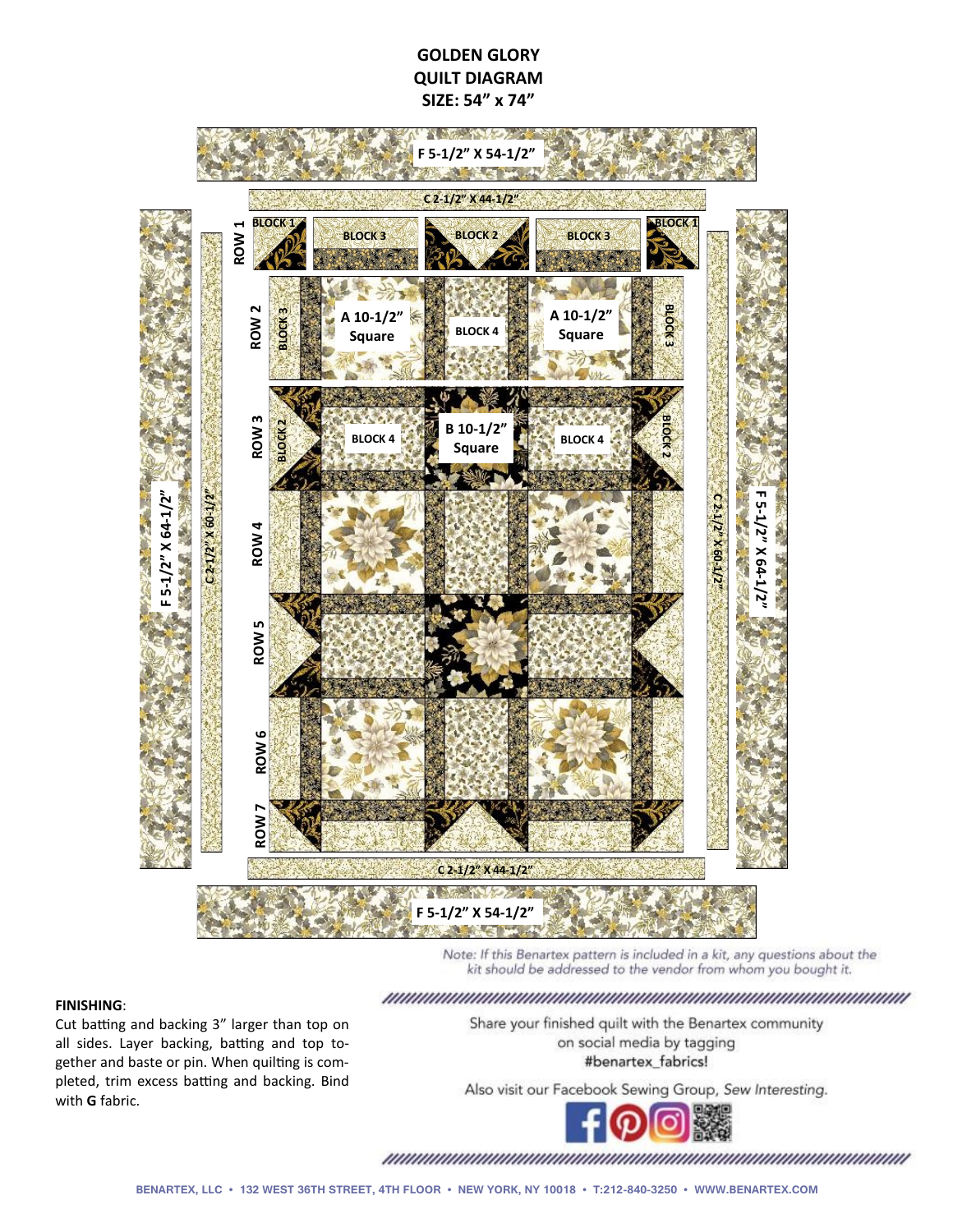# GOLDEN GLORY
## QUILT DIAGRAM
## SIZE: 54" x 74"

F 5-1/2" X 54-1/2"

C 2-1/2" X 44-1/2"

ROW 1

BLOCK 1

BLOCK 3

BLOCK 2

BLOCK 3

BLOCK 1

ROW 2

BLOCK 3

A 10-1/2" Square

BLOCK 4

A 10-1/2" Square

BLOCK 3

ROW 3

BLOCK 2

BLOCK 4

B 10-1/2" Square

BLOCK 4

BLOCK 2

ROW 4

ROW 5

ROW 6

ROW 7

F 5-1/2" X 64-1/2"

C 2-1/2" X 60-1/2"

C 2-1/2" X 60-1/2"

F 5-1/2" X 64-1/2"

C 2-1/2" X 44-1/2"

F 5-1/2" X 54-1/2"

*Note: If this Benartex pattern is included in a kit, any questions about the kit should be addressed to the vendor from whom you bought it.*

**FINISHING**:
Cut batting and backing 3" larger than top on all sides. Layer backing, batting and top together and baste or pin. When quilting is completed, trim excess batting and backing. Bind with **G** fabric.

Share your finished quilt with the Benartex community on social media by tagging #benartex_fabrics!

Also visit our Facebook Sewing Group, *Sew Interesting*.

BENARTEX, LLC • 132 WEST 36TH STREET, 4TH FLOOR • NEW YORK, NY 10018 • T:212-840-3250 • WWW.BENARTEX.COM